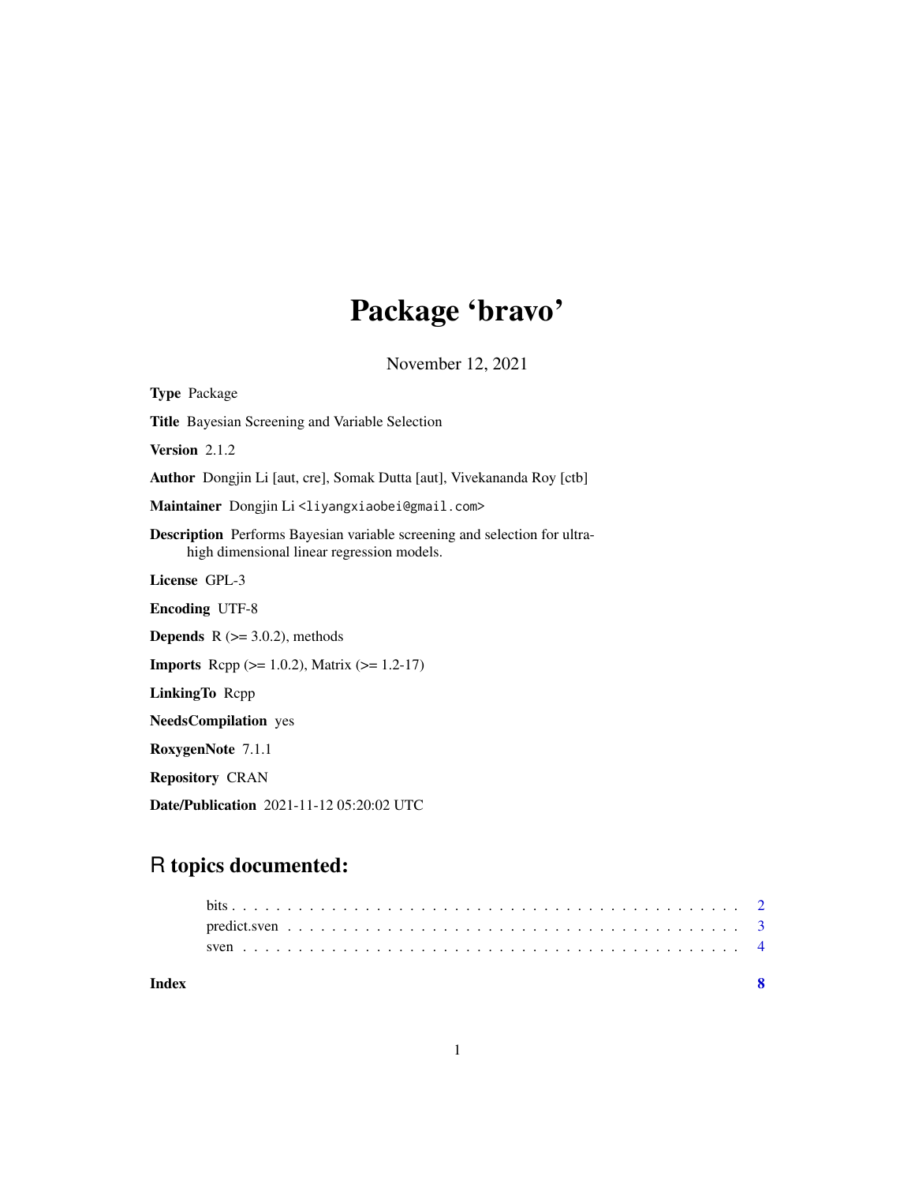# Package 'bravo'

November 12, 2021

**Type** Package

**Title** Bayesian Screening and Variable Selection

**Version** 2.1.2

**Author** Dongjin Li [aut, cre], Somak Dutta [aut], Vivekananda Roy [ctb]

**Maintainer** Dongjin Li <liyangxiaobei@gmail.com>

**Description** Performs Bayesian variable screening and selection for ultra-high dimensional linear regression models.

**License** GPL-3

**Encoding** UTF-8

**Depends** R (>= 3.0.2), methods

**Imports** Rcpp (>= 1.0.2), Matrix (>= 1.2-17)

**LinkingTo** Rcpp

**NeedsCompilation** yes

**RoxygenNote** 7.1.1

**Repository** CRAN

**Date/Publication** 2021-11-12 05:20:02 UTC

## R topics documented:

- bits . . . . . . . . . . . . . . . . . . . . . . . . . . . . . . . . . . . . . . . . . . 2
- predict.sven . . . . . . . . . . . . . . . . . . . . . . . . . . . . . . . . . . . . . . 3
- sven . . . . . . . . . . . . . . . . . . . . . . . . . . . . . . . . . . . . . . . . . . 4

**Index** **8**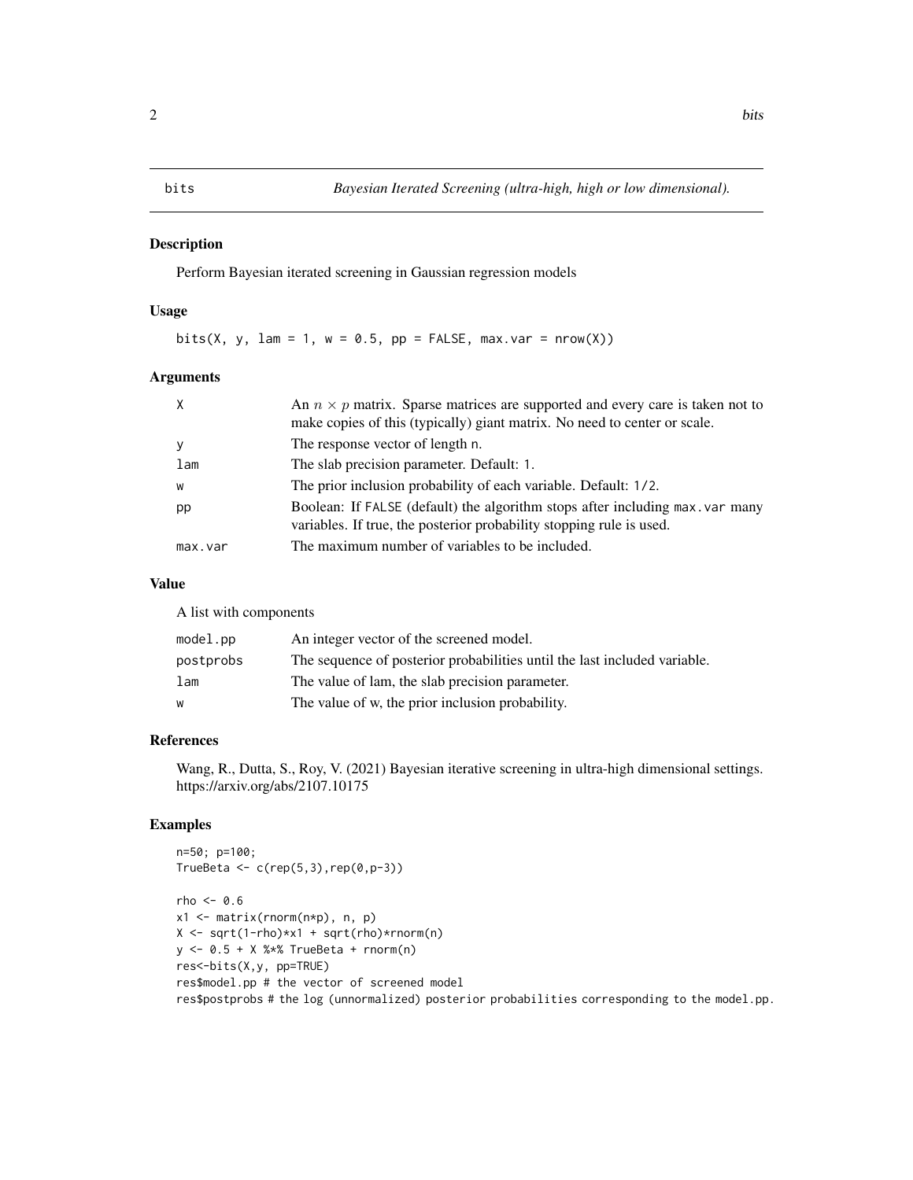# bits — *Bayesian Iterated Screening (ultra-high, high or low dimensional).*

## Description

Perform Bayesian iterated screening in Gaussian regression models

## Usage

```
bits(X, y, lam = 1, w = 0.5, pp = FALSE, max.var = nrow(X))
```

## Arguments

| | |
|---|---|
| X | An $n \times p$ matrix. Sparse matrices are supported and every care is taken not to make copies of this (typically) giant matrix. No need to center or scale. |
| y | The response vector of length n. |
| lam | The slab precision parameter. Default: 1. |
| w | The prior inclusion probability of each variable. Default: 1/2. |
| pp | Boolean: If FALSE (default) the algorithm stops after including max.var many variables. If true, the posterior probability stopping rule is used. |
| max.var | The maximum number of variables to be included. |

## Value

A list with components

| | |
|---|---|
| model.pp | An integer vector of the screened model. |
| postprobs | The sequence of posterior probabilities until the last included variable. |
| lam | The value of lam, the slab precision parameter. |
| w | The value of w, the prior inclusion probability. |

## References

Wang, R., Dutta, S., Roy, V. (2021) Bayesian iterative screening in ultra-high dimensional settings. https://arxiv.org/abs/2107.10175

## Examples

```
n=50; p=100;
TrueBeta <- c(rep(5,3),rep(0,p-3))

rho <- 0.6
x1 <- matrix(rnorm(n*p), n, p)
X <- sqrt(1-rho)*x1 + sqrt(rho)*rnorm(n)
y <- 0.5 + X %*% TrueBeta + rnorm(n)
res<-bits(X,y, pp=TRUE)
res$model.pp # the vector of screened model
res$postprobs # the log (unnormalized) posterior probabilities corresponding to the model.pp.
```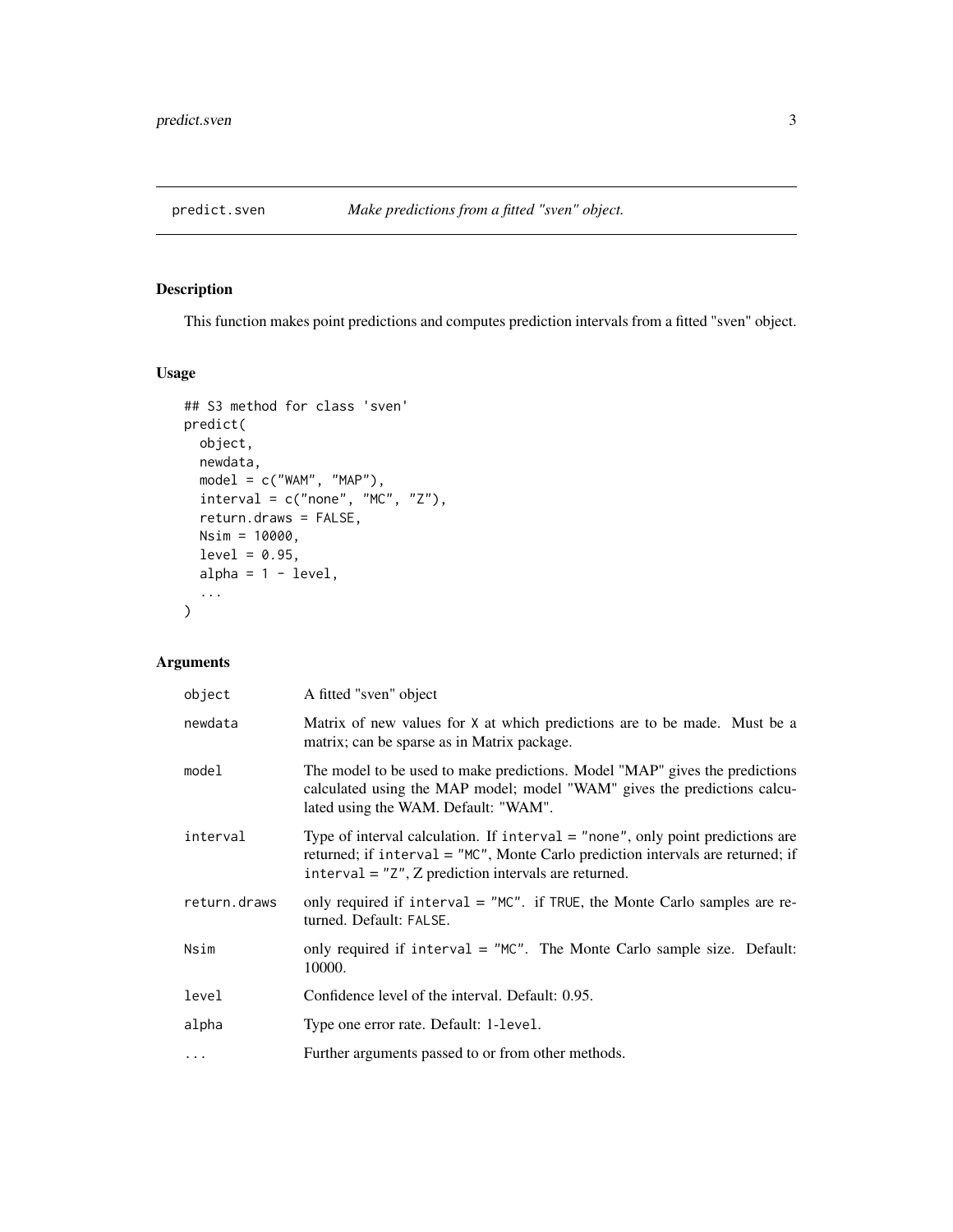predict.sven *Make predictions from a fitted "sven" object.*

## Description

This function makes point predictions and computes prediction intervals from a fitted "sven" object.

## Usage

```
## S3 method for class 'sven'
predict(
  object,
  newdata,
  model = c("WAM", "MAP"),
  interval = c("none", "MC", "Z"),
  return.draws = FALSE,
  Nsim = 10000,
  level = 0.95,
  alpha = 1 - level,
  ...
)
```

## Arguments

| Argument | Description |
| --- | --- |
| `object` | A fitted "sven" object |
| `newdata` | Matrix of new values for `X` at which predictions are to be made. Must be a matrix; can be sparse as in Matrix package. |
| `model` | The model to be used to make predictions. Model "MAP" gives the predictions calculated using the MAP model; model "WAM" gives the predictions calculated using the WAM. Default: "WAM". |
| `interval` | Type of interval calculation. If `interval = "none"`, only point predictions are returned; if `interval = "MC"`, Monte Carlo prediction intervals are returned; if `interval = "Z"`, Z prediction intervals are returned. |
| `return.draws` | only required if `interval = "MC"`. if `TRUE`, the Monte Carlo samples are returned. Default: `FALSE`. |
| `Nsim` | only required if `interval = "MC"`. The Monte Carlo sample size. Default: 10000. |
| `level` | Confidence level of the interval. Default: 0.95. |
| `alpha` | Type one error rate. Default: 1-`level`. |
| `...` | Further arguments passed to or from other methods. |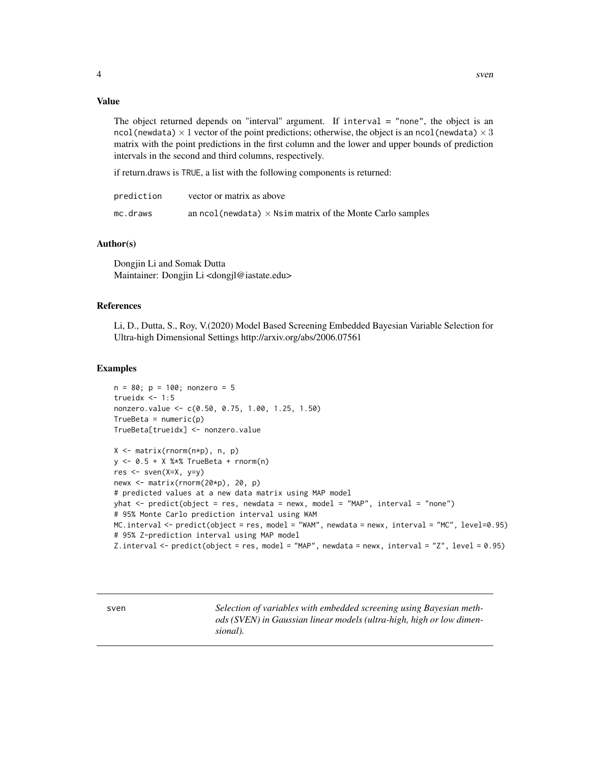## Value

The object returned depends on "interval" argument. If `interval = "none"`, the object is an `ncol(newdata)` $\times 1$ vector of the point predictions; otherwise, the object is an `ncol(newdata)` $\times 3$ matrix with the point predictions in the first column and the lower and upper bounds of prediction intervals in the second and third columns, respectively.

if return.draws is `TRUE`, a list with the following components is returned:

| | |
|---|---|
| `prediction` | vector or matrix as above |
| `mc.draws` | an `ncol(newdata)` $\times$ `Nsim` matrix of the Monte Carlo samples |

## Author(s)

Dongjin Li and Somak Dutta
Maintainer: Dongjin Li <dongjl@iastate.edu>

## References

Li, D., Dutta, S., Roy, V.(2020) Model Based Screening Embedded Bayesian Variable Selection for Ultra-high Dimensional Settings http://arxiv.org/abs/2006.07561

## Examples

```
n = 80; p = 100; nonzero = 5
trueidx <- 1:5
nonzero.value <- c(0.50, 0.75, 1.00, 1.25, 1.50)
TrueBeta = numeric(p)
TrueBeta[trueidx] <- nonzero.value

X <- matrix(rnorm(n*p), n, p)
y <- 0.5 + X %*% TrueBeta + rnorm(n)
res <- sven(X=X, y=y)
newx <- matrix(rnorm(20*p), 20, p)
# predicted values at a new data matrix using MAP model
yhat <- predict(object = res, newdata = newx, model = "MAP", interval = "none")
# 95% Monte Carlo prediction interval using WAM
MC.interval <- predict(object = res, model = "WAM", newdata = newx, interval = "MC", level=0.95)
# 95% Z-prediction interval using MAP model
Z.interval <- predict(object = res, model = "MAP", newdata = newx, interval = "Z", level = 0.95)
```

---

| sven | *Selection of variables with embedded screening using Bayesian methods (SVEN) in Gaussian linear models (ultra-high, high or low dimensional).* |
|---|---|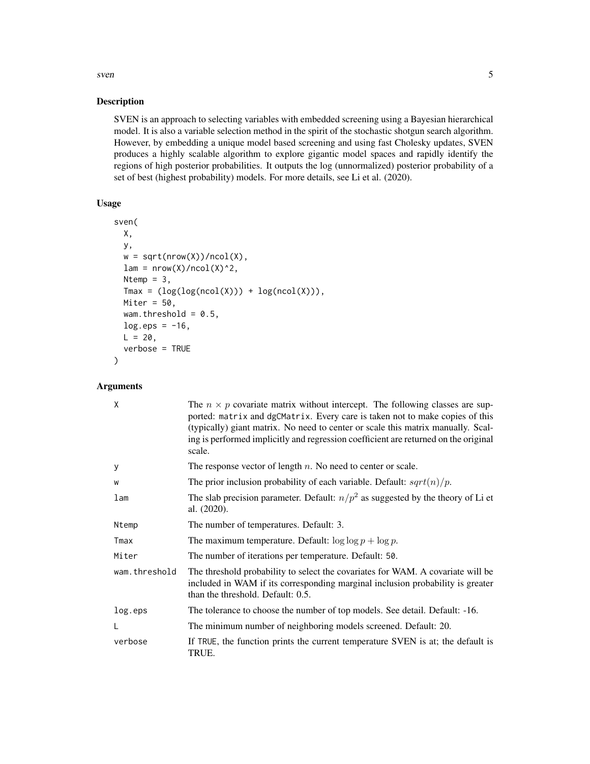## Description

SVEN is an approach to selecting variables with embedded screening using a Bayesian hierarchical model. It is also a variable selection method in the spirit of the stochastic shotgun search algorithm. However, by embedding a unique model based screening and using fast Cholesky updates, SVEN produces a highly scalable algorithm to explore gigantic model spaces and rapidly identify the regions of high posterior probabilities. It outputs the log (unnormalized) posterior probability of a set of best (highest probability) models. For more details, see Li et al. (2020).

## Usage

```
sven(
  X,
  y,
  w = sqrt(nrow(X))/ncol(X),
  lam = nrow(X)/ncol(X)^2,
  Ntemp = 3,
  Tmax = (log(log(ncol(X))) + log(ncol(X))),
  Miter = 50,
  wam.threshold = 0.5,
  log.eps = -16,
  L = 20,
  verbose = TRUE
)
```

## Arguments

| Argument | Description |
| --- | --- |
| `X` | The $n \times p$ covariate matrix without intercept. The following classes are supported: `matrix` and `dgCMatrix`. Every care is taken not to make copies of this (typically) giant matrix. No need to center or scale this matrix manually. Scaling is performed implicitly and regression coefficient are returned on the original scale. |
| `y` | The response vector of length $n$. No need to center or scale. |
| `w` | The prior inclusion probability of each variable. Default: $sqrt(n)/p$. |
| `lam` | The slab precision parameter. Default: $n/p^2$ as suggested by the theory of Li et al. (2020). |
| `Ntemp` | The number of temperatures. Default: 3. |
| `Tmax` | The maximum temperature. Default: $\log \log p + \log p$. |
| `Miter` | The number of iterations per temperature. Default: `50`. |
| `wam.threshold` | The threshold probability to select the covariates for WAM. A covariate will be included in WAM if its corresponding marginal inclusion probability is greater than the threshold. Default: 0.5. |
| `log.eps` | The tolerance to choose the number of top models. See detail. Default: -16. |
| `L` | The minimum number of neighboring models screened. Default: 20. |
| `verbose` | If `TRUE`, the function prints the current temperature SVEN is at; the default is TRUE. |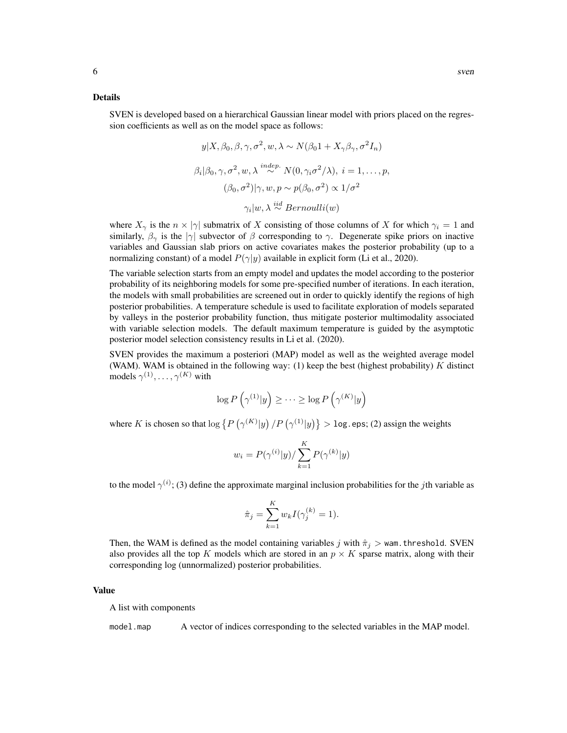### Details

SVEN is developed based on a hierarchical Gaussian linear model with priors placed on the regression coefficients as well as on the model space as follows:

$$y|X, \beta_0, \beta, \gamma, \sigma^2, w, \lambda \sim N(\beta_0 1 + X_\gamma \beta_\gamma, \sigma^2 I_n)$$

$$\beta_i|\beta_0, \gamma, \sigma^2, w, \lambda \overset{indep.}{\sim} N(0, \gamma_i \sigma^2/\lambda),\ i = 1, \ldots, p,$$

$$(\beta_0, \sigma^2)|\gamma, w, p \sim p(\beta_0, \sigma^2) \propto 1/\sigma^2$$

$$\gamma_i|w, \lambda \overset{iid}{\sim} Bernoulli(w)$$

where $X_\gamma$ is the $n \times |\gamma|$ submatrix of $X$ consisting of those columns of $X$ for which $\gamma_i = 1$ and similarly, $\beta_\gamma$ is the $|\gamma|$ subvector of $\beta$ corresponding to $\gamma$. Degenerate spike priors on inactive variables and Gaussian slab priors on active covariates makes the posterior probability (up to a normalizing constant) of a model $P(\gamma|y)$ available in explicit form (Li et al., 2020).

The variable selection starts from an empty model and updates the model according to the posterior probability of its neighboring models for some pre-specified number of iterations. In each iteration, the models with small probabilities are screened out in order to quickly identify the regions of high posterior probabilities. A temperature schedule is used to facilitate exploration of models separated by valleys in the posterior probability function, thus mitigate posterior multimodality associated with variable selection models. The default maximum temperature is guided by the asymptotic posterior model selection consistency results in Li et al. (2020).

SVEN provides the maximum a posteriori (MAP) model as well as the weighted average model (WAM). WAM is obtained in the following way: (1) keep the best (highest probability) $K$ distinct models $\gamma^{(1)}, \ldots, \gamma^{(K)}$ with

$$\log P\left(\gamma^{(1)}|y\right) \geq \cdots \geq \log P\left(\gamma^{(K)}|y\right)$$

where $K$ is chosen so that $\log\left\{P\left(\gamma^{(K)}|y\right)/P\left(\gamma^{(1)}|y\right)\right\} >$ `log.eps`; (2) assign the weights

$$w_i = P(\gamma^{(i)}|y)/\sum_{k=1}^{K} P(\gamma^{(k)}|y)$$

to the model $\gamma^{(i)}$; (3) define the approximate marginal inclusion probabilities for the $j$th variable as

$$\hat{\pi}_j = \sum_{k=1}^{K} w_k I(\gamma_j^{(k)} = 1).$$

Then, the WAM is defined as the model containing variables $j$ with $\hat{\pi}_j >$ `wam.threshold`. SVEN also provides all the top $K$ models which are stored in an $p \times K$ sparse matrix, along with their corresponding log (unnormalized) posterior probabilities.

### Value

A list with components

`model.map` A vector of indices corresponding to the selected variables in the MAP model.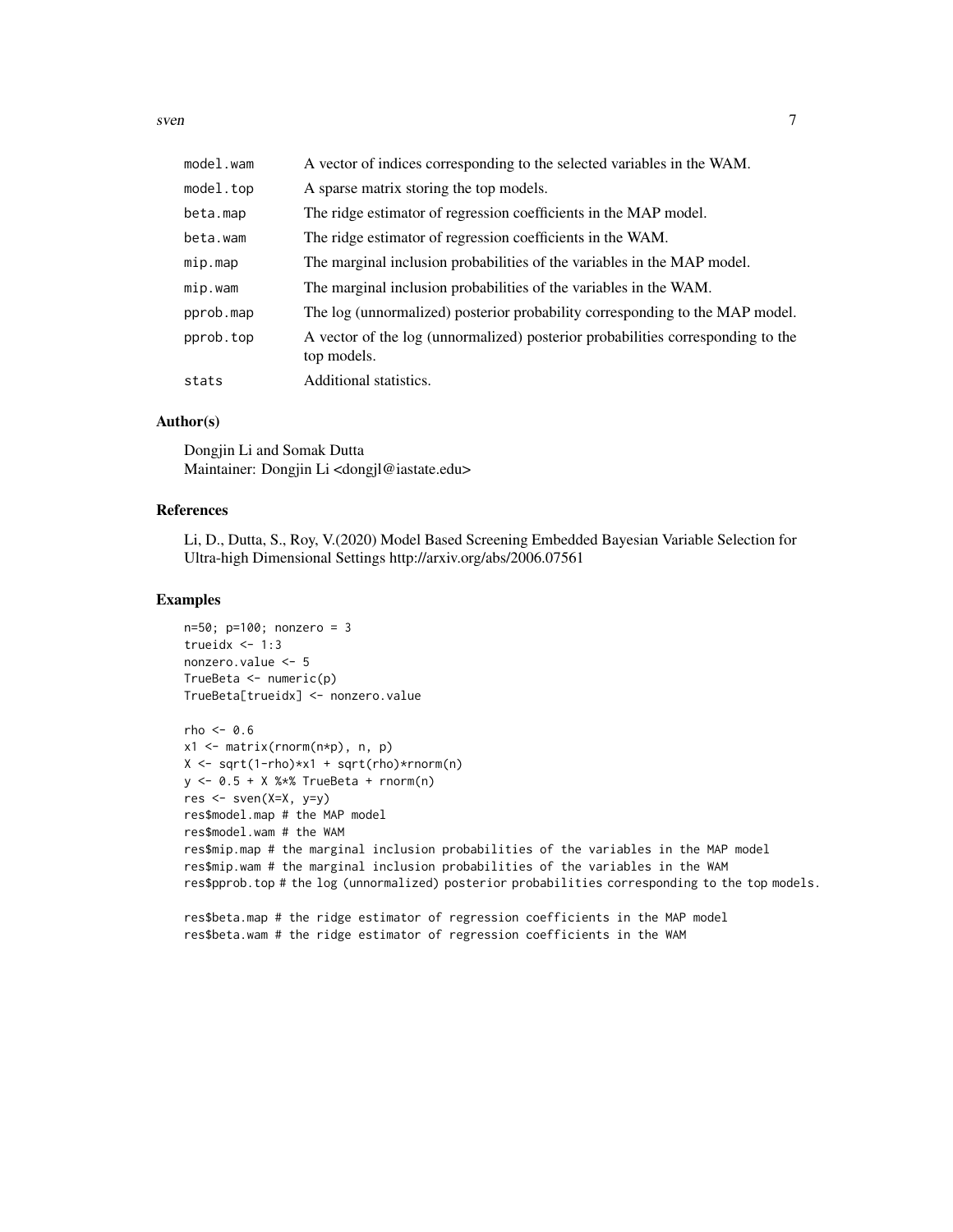| | |
|---|---|
| `model.wam` | A vector of indices corresponding to the selected variables in the WAM. |
| `model.top` | A sparse matrix storing the top models. |
| `beta.map` | The ridge estimator of regression coefficients in the MAP model. |
| `beta.wam` | The ridge estimator of regression coefficients in the WAM. |
| `mip.map` | The marginal inclusion probabilities of the variables in the MAP model. |
| `mip.wam` | The marginal inclusion probabilities of the variables in the WAM. |
| `pprob.map` | The log (unnormalized) posterior probability corresponding to the MAP model. |
| `pprob.top` | A vector of the log (unnormalized) posterior probabilities corresponding to the top models. |
| `stats` | Additional statistics. |

## Author(s)

Dongjin Li and Somak Dutta
Maintainer: Dongjin Li <dongjl@iastate.edu>

## References

Li, D., Dutta, S., Roy, V.(2020) Model Based Screening Embedded Bayesian Variable Selection for Ultra-high Dimensional Settings http://arxiv.org/abs/2006.07561

## Examples

```
n=50; p=100; nonzero = 3
trueidx <- 1:3
nonzero.value <- 5
TrueBeta <- numeric(p)
TrueBeta[trueidx] <- nonzero.value

rho <- 0.6
x1 <- matrix(rnorm(n*p), n, p)
X <- sqrt(1-rho)*x1 + sqrt(rho)*rnorm(n)
y <- 0.5 + X %*% TrueBeta + rnorm(n)
res <- sven(X=X, y=y)
res$model.map # the MAP model
res$model.wam # the WAM
res$mip.map # the marginal inclusion probabilities of the variables in the MAP model
res$mip.wam # the marginal inclusion probabilities of the variables in the WAM
res$pprob.top # the log (unnormalized) posterior probabilities corresponding to the top models.

res$beta.map # the ridge estimator of regression coefficients in the MAP model
res$beta.wam # the ridge estimator of regression coefficients in the WAM
```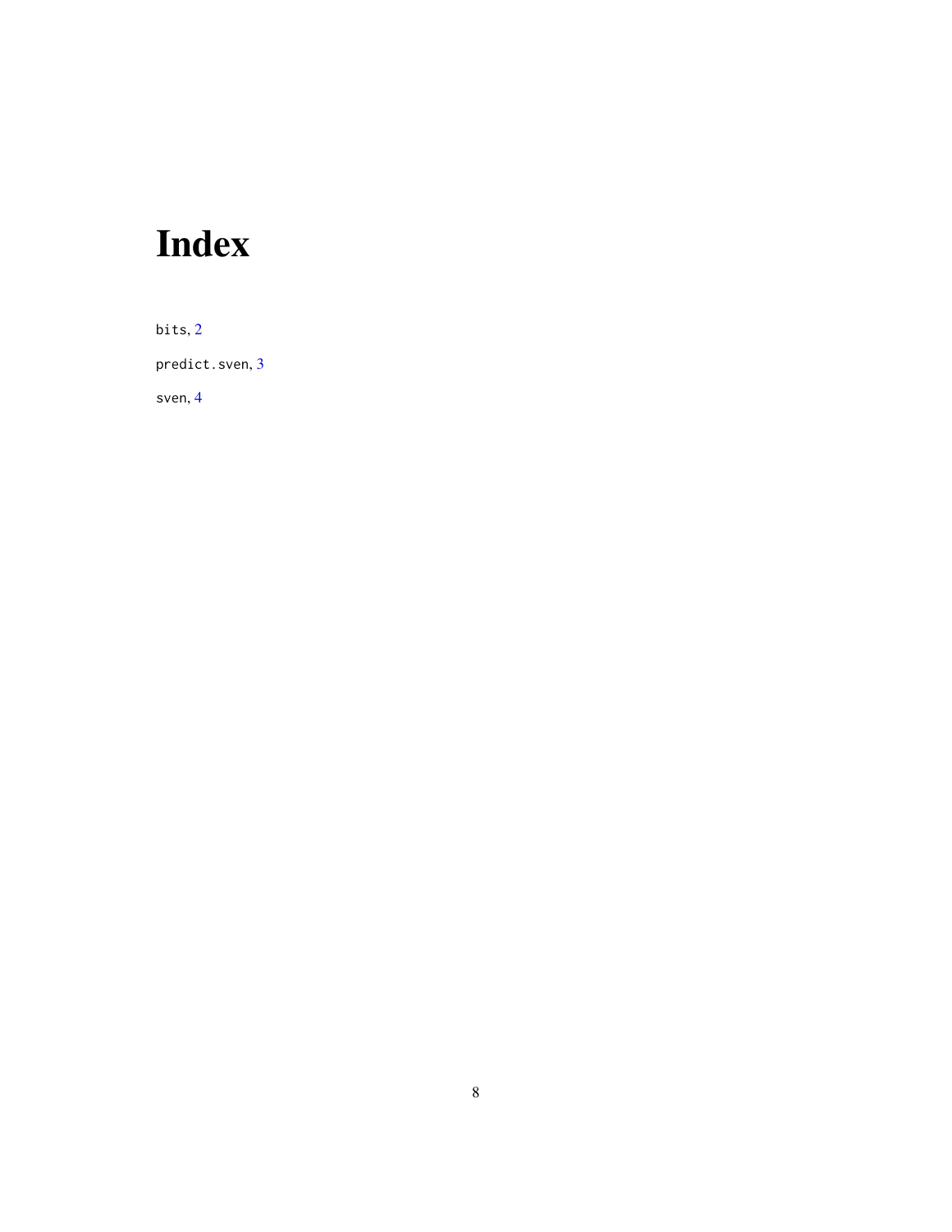# Index

`bits`, 2

`predict.sven`, 3

`sven`, 4